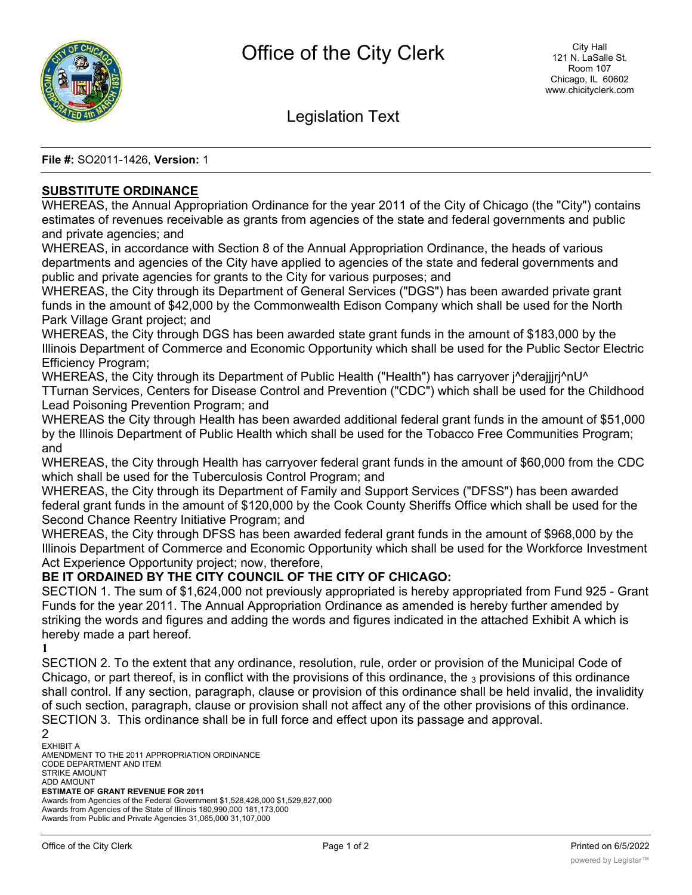# Office of the City Clerk

City Hall
121 N. LaSalle St.
Room 107
Chicago, IL 60602
www.chicityclerk.com

## Legislation Text

**File #:** SO2011-1426, **Version:** 1

**SUBSTITUTE ORDINANCE**

WHEREAS, the Annual Appropriation Ordinance for the year 2011 of the City of Chicago (the "City") contains estimates of revenues receivable as grants from agencies of the state and federal governments and public and private agencies; and

WHEREAS, in accordance with Section 8 of the Annual Appropriation Ordinance, the heads of various departments and agencies of the City have applied to agencies of the state and federal governments and public and private agencies for grants to the City for various purposes; and

WHEREAS, the City through its Department of General Services ("DGS") has been awarded private grant funds in the amount of $42,000 by the Commonwealth Edison Company which shall be used for the North Park Village Grant project; and

WHEREAS, the City through DGS has been awarded state grant funds in the amount of $183,000 by the Illinois Department of Commerce and Economic Opportunity which shall be used for the Public Sector Electric Efficiency Program;

WHEREAS, the City through its Department of Public Health ("Health") has carryover j^derajjjrj^nU^ TTurnan Services, Centers for Disease Control and Prevention ("CDC") which shall be used for the Childhood Lead Poisoning Prevention Program; and

WHEREAS the City through Health has been awarded additional federal grant funds in the amount of $51,000 by the Illinois Department of Public Health which shall be used for the Tobacco Free Communities Program; and

WHEREAS, the City through Health has carryover federal grant funds in the amount of $60,000 from the CDC which shall be used for the Tuberculosis Control Program; and

WHEREAS, the City through its Department of Family and Support Services ("DFSS") has been awarded federal grant funds in the amount of $120,000 by the Cook County Sheriffs Office which shall be used for the Second Chance Reentry Initiative Program; and

WHEREAS, the City through DFSS has been awarded federal grant funds in the amount of $968,000 by the Illinois Department of Commerce and Economic Opportunity which shall be used for the Workforce Investment Act Experience Opportunity project; now, therefore,

**BE IT ORDAINED BY THE CITY COUNCIL OF THE CITY OF CHICAGO:**

SECTION 1. The sum of $1,624,000 not previously appropriated is hereby appropriated from Fund 925 - Grant Funds for the year 2011. The Annual Appropriation Ordinance as amended is hereby further amended by striking the words and figures and adding the words and figures indicated in the attached Exhibit A which is hereby made a part hereof.

1

SECTION 2. To the extent that any ordinance, resolution, rule, order or provision of the Municipal Code of Chicago, or part thereof, is in conflict with the provisions of this ordinance, the 3 provisions of this ordinance shall control. If any section, paragraph, clause or provision of this ordinance shall be held invalid, the invalidity of such section, paragraph, clause or provision shall not affect any of the other provisions of this ordinance.

SECTION 3. This ordinance shall be in full force and effect upon its passage and approval.

2

EXHIBIT A

AMENDMENT TO THE 2011 APPROPRIATION ORDINANCE

| CODE DEPARTMENT AND ITEM | STRIKE AMOUNT | ADD AMOUNT |
|---|---|---|
| **ESTIMATE OF GRANT REVENUE FOR 2011** | | |
| Awards from Agencies of the Federal Government | $1,528,428,000 | $1,529,827,000 |
| Awards from Agencies of the State of Illinois | 180,990,000 | 181,173,000 |
| Awards from Public and Private Agencies | 31,065,000 | 31,107,000 |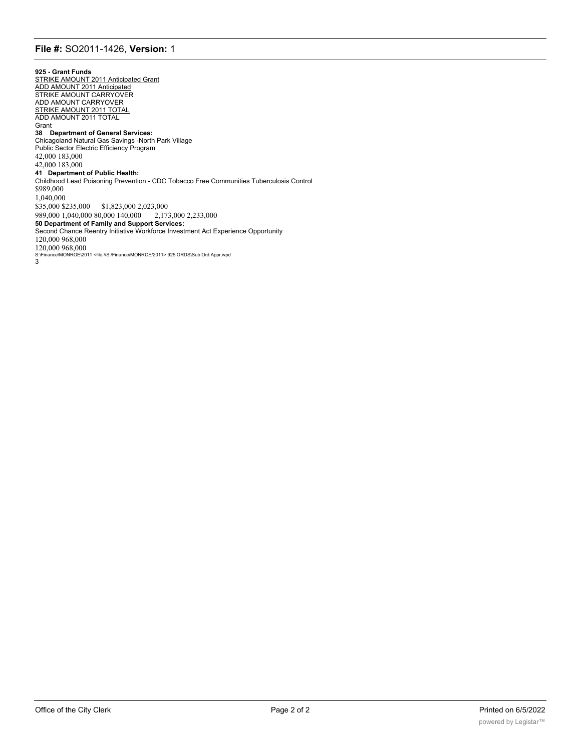**925 - Grant Funds**
STRIKE AMOUNT 2011 Anticipated Grant
ADD AMOUNT 2011 Anticipated
STRIKE AMOUNT CARRYOVER
ADD AMOUNT CARRYOVER
STRIKE AMOUNT 2011 TOTAL
ADD AMOUNT 2011 TOTAL
Grant

**38 Department of General Services:**
Chicagoland Natural Gas Savings -North Park Village
Public Sector Electric Efficiency Program
42,000 183,000
42,000 183,000

**41 Department of Public Health:**
Childhood Lead Poisoning Prevention - CDC Tobacco Free Communities Tuberculosis Control
$989,000
1,040,000
$35,000 $235,000 $1,823,000 2,023,000
989,000 1,040,000 80,000 140,000 2,173,000 2,233,000

**50 Department of Family and Support Services:**
Second Chance Reentry Initiative Workforce Investment Act Experience Opportunity
120,000 968,000
120,000 968,000

S:\Finance\MONROE\2011 <file://S:/Finance/MONROE/2011> 925 ORDS\Sub Ord Appr.wpd
3